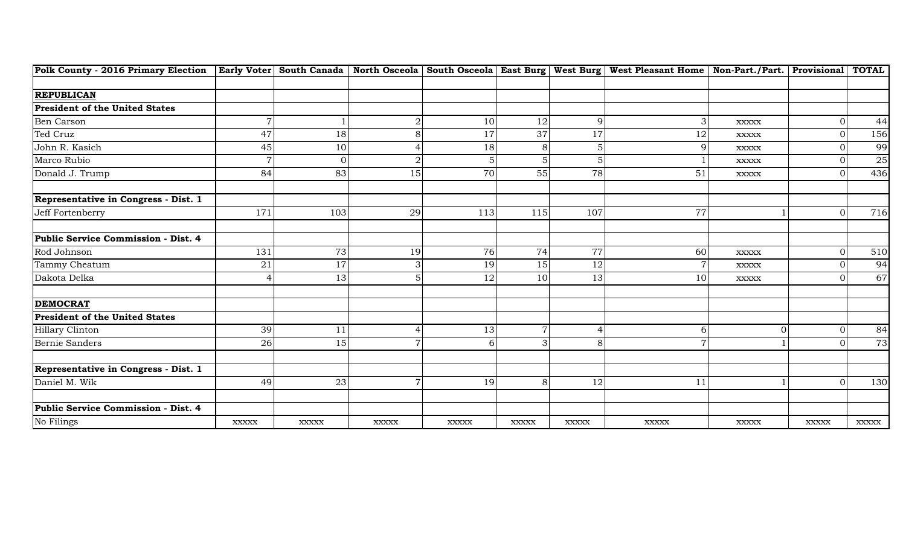| Polk County - 2016 Primary Election | Early Voter | South Canada | North Osceola | South Osceola | East Burg | West Burg | West Pleasant Home | Non-Part./Part. | Provisional | TOTAL |
|---|---|---|---|---|---|---|---|---|---|---|
| | | | | | | | | | | |
| **REPUBLICAN** | | | | | | | | | | |
| **President of the United States** | | | | | | | | | | |
| Ben Carson | 7 | 1 | 2 | 10 | 12 | 9 | 3 | xxxxx | 0 | 44 |
| Ted Cruz | 47 | 18 | 8 | 17 | 37 | 17 | 12 | xxxxx | 0 | 156 |
| John R. Kasich | 45 | 10 | 4 | 18 | 8 | 5 | 9 | xxxxx | 0 | 99 |
| Marco Rubio | 7 | 0 | 2 | 5 | 5 | 5 | 1 | xxxxx | 0 | 25 |
| Donald J. Trump | 84 | 83 | 15 | 70 | 55 | 78 | 51 | xxxxx | 0 | 436 |
| | | | | | | | | | | |
| **Representative in Congress - Dist. 1** | | | | | | | | | | |
| Jeff Fortenberry | 171 | 103 | 29 | 113 | 115 | 107 | 77 | 1 | 0 | 716 |
| | | | | | | | | | | |
| **Public Service Commission - Dist. 4** | | | | | | | | | | |
| Rod Johnson | 131 | 73 | 19 | 76 | 74 | 77 | 60 | xxxxx | 0 | 510 |
| Tammy Cheatum | 21 | 17 | 3 | 19 | 15 | 12 | 7 | xxxxx | 0 | 94 |
| Dakota Delka | 4 | 13 | 5 | 12 | 10 | 13 | 10 | xxxxx | 0 | 67 |
| | | | | | | | | | | |
| **DEMOCRAT** | | | | | | | | | | |
| **President of the United States** | | | | | | | | | | |
| Hillary Clinton | 39 | 11 | 4 | 13 | 7 | 4 | 6 | 0 | 0 | 84 |
| Bernie Sanders | 26 | 15 | 7 | 6 | 3 | 8 | 7 | 1 | 0 | 73 |
| | | | | | | | | | | |
| **Representative in Congress - Dist. 1** | | | | | | | | | | |
| Daniel M. Wik | 49 | 23 | 7 | 19 | 8 | 12 | 11 | 1 | 0 | 130 |
| | | | | | | | | | | |
| **Public Service Commission - Dist. 4** | | | | | | | | | | |
| No Filings | xxxxx | xxxxx | xxxxx | xxxxx | xxxxx | xxxxx | xxxxx | xxxxx | xxxxx | xxxxx |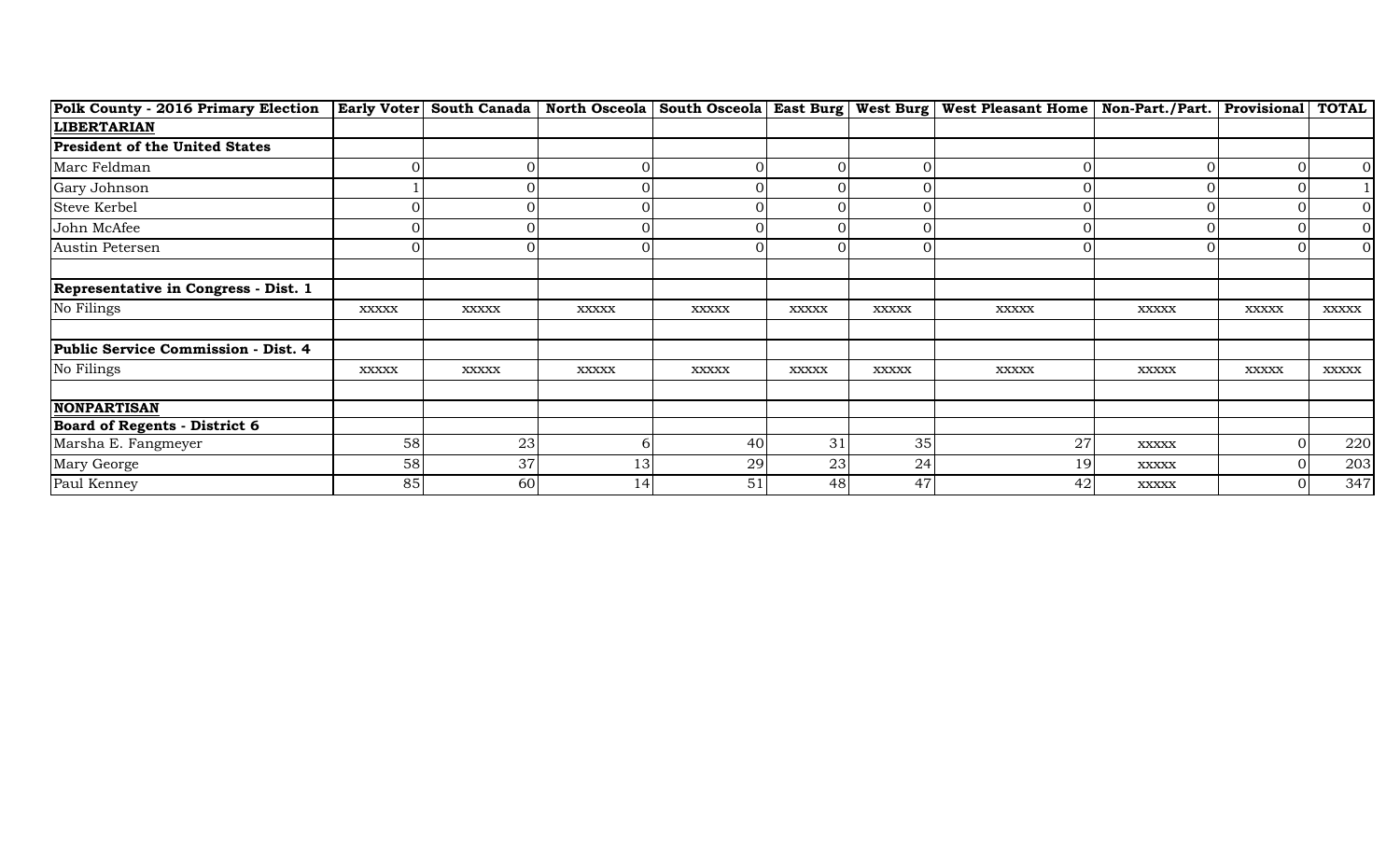| Polk County - 2016 Primary Election | Early Voter | South Canada | North Osceola | South Osceola | East Burg | West Burg | West Pleasant Home | Non-Part./Part. | Provisional | TOTAL |
|---|---|---|---|---|---|---|---|---|---|---|
| **LIBERTARIAN** | | | | | | | | | | |
| **President of the United States** | | | | | | | | | | |
| Marc Feldman | 0 | 0 | 0 | 0 | 0 | 0 | 0 | 0 | 0 | 0 |
| Gary Johnson | 1 | 0 | 0 | 0 | 0 | 0 | 0 | 0 | 0 | 1 |
| Steve Kerbel | 0 | 0 | 0 | 0 | 0 | 0 | 0 | 0 | 0 | 0 |
| John McAfee | 0 | 0 | 0 | 0 | 0 | 0 | 0 | 0 | 0 | 0 |
| Austin Petersen | 0 | 0 | 0 | 0 | 0 | 0 | 0 | 0 | 0 | 0 |
| | | | | | | | | | | |
| **Representative in Congress - Dist. 1** | | | | | | | | | | |
| No Filings | xxxxx | xxxxx | xxxxx | xxxxx | xxxxx | xxxxx | xxxxx | xxxxx | xxxxx | xxxxx |
| | | | | | | | | | | |
| **Public Service Commission - Dist. 4** | | | | | | | | | | |
| No Filings | xxxxx | xxxxx | xxxxx | xxxxx | xxxxx | xxxxx | xxxxx | xxxxx | xxxxx | xxxxx |
| | | | | | | | | | | |
| **NONPARTISAN** | | | | | | | | | | |
| **Board of Regents - District 6** | | | | | | | | | | |
| Marsha E. Fangmeyer | 58 | 23 | 6 | 40 | 31 | 35 | 27 | xxxxx | 0 | 220 |
| Mary George | 58 | 37 | 13 | 29 | 23 | 24 | 19 | xxxxx | 0 | 203 |
| Paul Kenney | 85 | 60 | 14 | 51 | 48 | 47 | 42 | xxxxx | 0 | 347 |